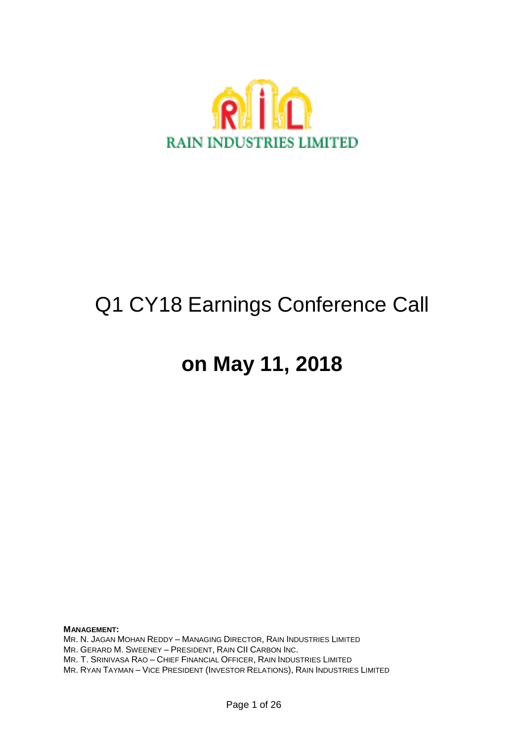RAIN INDUSTRIES LIMITED

# Q1 CY18 Earnings Conference Call

# on May 11, 2018

**MANAGEMENT:**

MR. N. JAGAN MOHAN REDDY – MANAGING DIRECTOR, RAIN INDUSTRIES LIMITED
MR. GERARD M. SWEENEY – PRESIDENT, RAIN CII CARBON INC.
MR. T. SRINIVASA RAO – CHIEF FINANCIAL OFFICER, RAIN INDUSTRIES LIMITED
MR. RYAN TAYMAN – VICE PRESIDENT (INVESTOR RELATIONS), RAIN INDUSTRIES LIMITED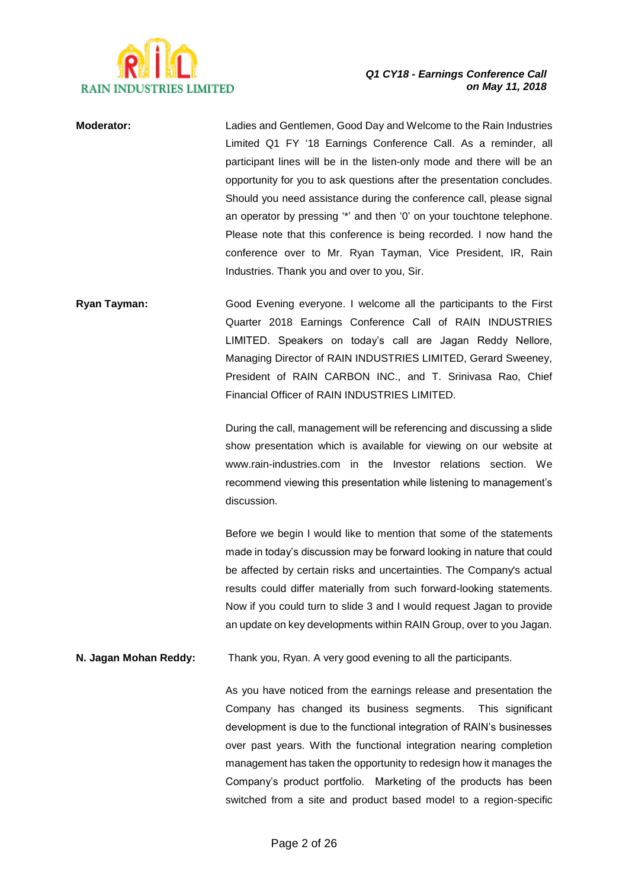**Moderator:** Ladies and Gentlemen, Good Day and Welcome to the Rain Industries Limited Q1 FY '18 Earnings Conference Call. As a reminder, all participant lines will be in the listen-only mode and there will be an opportunity for you to ask questions after the presentation concludes. Should you need assistance during the conference call, please signal an operator by pressing '*' and then '0' on your touchtone telephone. Please note that this conference is being recorded. I now hand the conference over to Mr. Ryan Tayman, Vice President, IR, Rain Industries. Thank you and over to you, Sir.

**Ryan Tayman:** Good Evening everyone. I welcome all the participants to the First Quarter 2018 Earnings Conference Call of RAIN INDUSTRIES LIMITED. Speakers on today's call are Jagan Reddy Nellore, Managing Director of RAIN INDUSTRIES LIMITED, Gerard Sweeney, President of RAIN CARBON INC., and T. Srinivasa Rao, Chief Financial Officer of RAIN INDUSTRIES LIMITED.

During the call, management will be referencing and discussing a slide show presentation which is available for viewing on our website at www.rain-industries.com in the Investor relations section. We recommend viewing this presentation while listening to management's discussion.

Before we begin I would like to mention that some of the statements made in today's discussion may be forward looking in nature that could be affected by certain risks and uncertainties. The Company's actual results could differ materially from such forward-looking statements. Now if you could turn to slide 3 and I would request Jagan to provide an update on key developments within RAIN Group, over to you Jagan.

**N. Jagan Mohan Reddy:** Thank you, Ryan. A very good evening to all the participants.

As you have noticed from the earnings release and presentation the Company has changed its business segments. This significant development is due to the functional integration of RAIN's businesses over past years. With the functional integration nearing completion management has taken the opportunity to redesign how it manages the Company's product portfolio. Marketing of the products has been switched from a site and product based model to a region-specific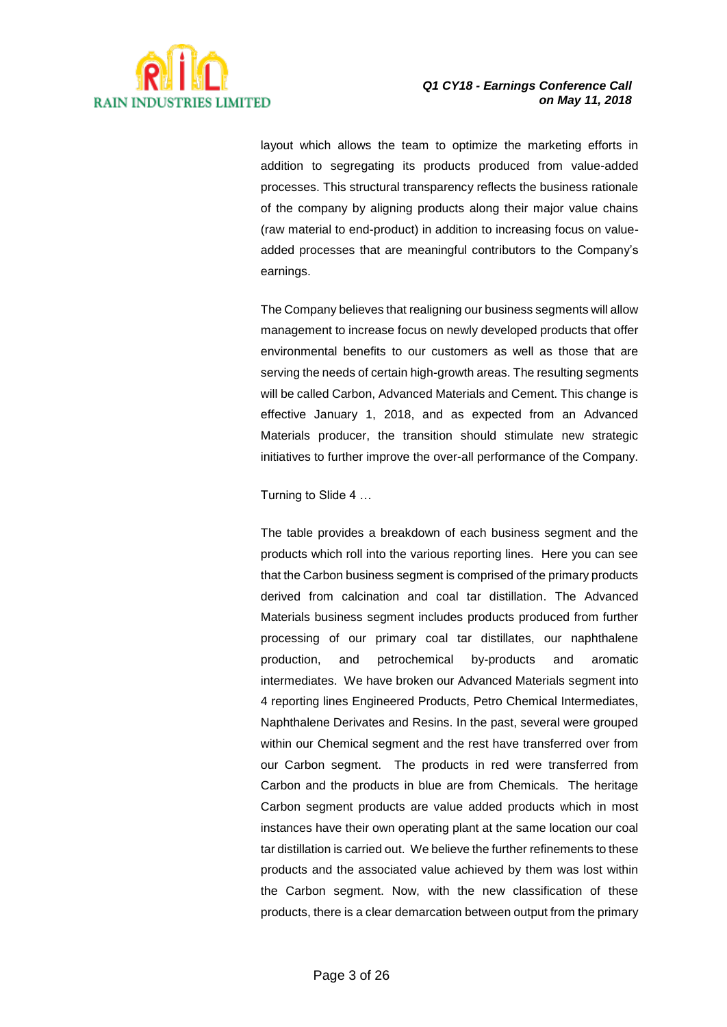layout which allows the team to optimize the marketing efforts in addition to segregating its products produced from value-added processes. This structural transparency reflects the business rationale of the company by aligning products along their major value chains (raw material to end-product) in addition to increasing focus on value-added processes that are meaningful contributors to the Company's earnings.

The Company believes that realigning our business segments will allow management to increase focus on newly developed products that offer environmental benefits to our customers as well as those that are serving the needs of certain high-growth areas. The resulting segments will be called Carbon, Advanced Materials and Cement. This change is effective January 1, 2018, and as expected from an Advanced Materials producer, the transition should stimulate new strategic initiatives to further improve the over-all performance of the Company.

Turning to Slide 4 …

The table provides a breakdown of each business segment and the products which roll into the various reporting lines. Here you can see that the Carbon business segment is comprised of the primary products derived from calcination and coal tar distillation. The Advanced Materials business segment includes products produced from further processing of our primary coal tar distillates, our naphthalene production, and petrochemical by-products and aromatic intermediates. We have broken our Advanced Materials segment into 4 reporting lines Engineered Products, Petro Chemical Intermediates, Naphthalene Derivates and Resins. In the past, several were grouped within our Chemical segment and the rest have transferred over from our Carbon segment. The products in red were transferred from Carbon and the products in blue are from Chemicals. The heritage Carbon segment products are value added products which in most instances have their own operating plant at the same location our coal tar distillation is carried out. We believe the further refinements to these products and the associated value achieved by them was lost within the Carbon segment. Now, with the new classification of these products, there is a clear demarcation between output from the primary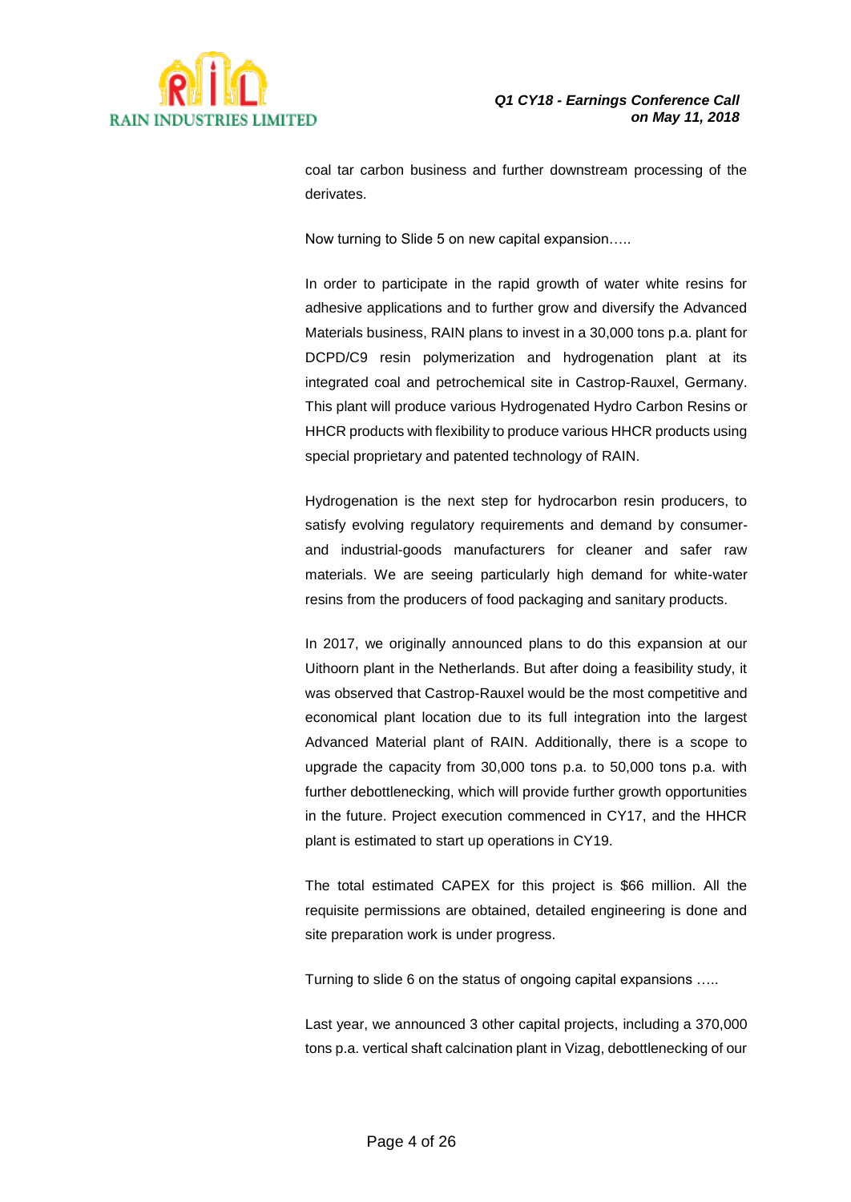coal tar carbon business and further downstream processing of the derivates.

Now turning to Slide 5 on new capital expansion…..

In order to participate in the rapid growth of water white resins for adhesive applications and to further grow and diversify the Advanced Materials business, RAIN plans to invest in a 30,000 tons p.a. plant for DCPD/C9 resin polymerization and hydrogenation plant at its integrated coal and petrochemical site in Castrop-Rauxel, Germany. This plant will produce various Hydrogenated Hydro Carbon Resins or HHCR products with flexibility to produce various HHCR products using special proprietary and patented technology of RAIN.

Hydrogenation is the next step for hydrocarbon resin producers, to satisfy evolving regulatory requirements and demand by consumer- and industrial-goods manufacturers for cleaner and safer raw materials. We are seeing particularly high demand for white-water resins from the producers of food packaging and sanitary products.

In 2017, we originally announced plans to do this expansion at our Uithoorn plant in the Netherlands. But after doing a feasibility study, it was observed that Castrop-Rauxel would be the most competitive and economical plant location due to its full integration into the largest Advanced Material plant of RAIN. Additionally, there is a scope to upgrade the capacity from 30,000 tons p.a. to 50,000 tons p.a. with further debottlenecking, which will provide further growth opportunities in the future. Project execution commenced in CY17, and the HHCR plant is estimated to start up operations in CY19.

The total estimated CAPEX for this project is $66 million. All the requisite permissions are obtained, detailed engineering is done and site preparation work is under progress.

Turning to slide 6 on the status of ongoing capital expansions …..

Last year, we announced 3 other capital projects, including a 370,000 tons p.a. vertical shaft calcination plant in Vizag, debottlenecking of our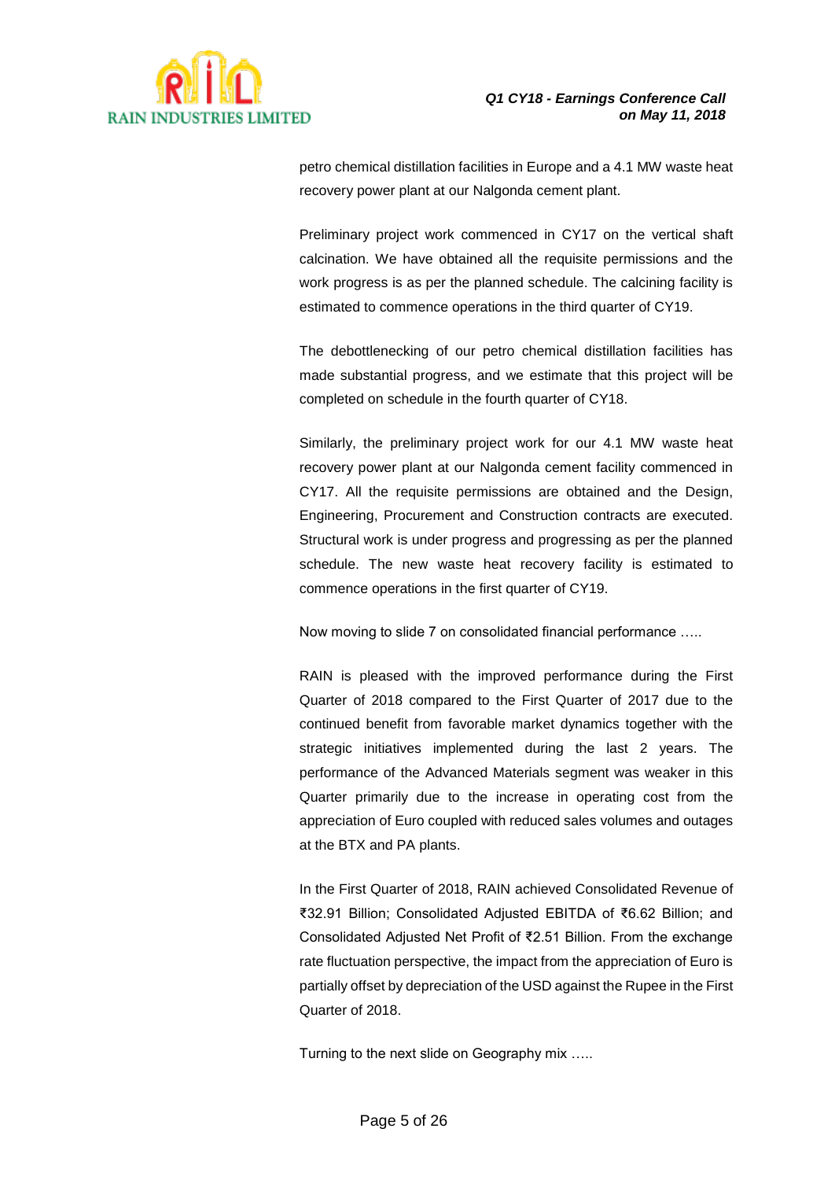petro chemical distillation facilities in Europe and a 4.1 MW waste heat recovery power plant at our Nalgonda cement plant.

Preliminary project work commenced in CY17 on the vertical shaft calcination. We have obtained all the requisite permissions and the work progress is as per the planned schedule. The calcining facility is estimated to commence operations in the third quarter of CY19.

The debottlenecking of our petro chemical distillation facilities has made substantial progress, and we estimate that this project will be completed on schedule in the fourth quarter of CY18.

Similarly, the preliminary project work for our 4.1 MW waste heat recovery power plant at our Nalgonda cement facility commenced in CY17. All the requisite permissions are obtained and the Design, Engineering, Procurement and Construction contracts are executed. Structural work is under progress and progressing as per the planned schedule. The new waste heat recovery facility is estimated to commence operations in the first quarter of CY19.

Now moving to slide 7 on consolidated financial performance …..

RAIN is pleased with the improved performance during the First Quarter of 2018 compared to the First Quarter of 2017 due to the continued benefit from favorable market dynamics together with the strategic initiatives implemented during the last 2 years. The performance of the Advanced Materials segment was weaker in this Quarter primarily due to the increase in operating cost from the appreciation of Euro coupled with reduced sales volumes and outages at the BTX and PA plants.

In the First Quarter of 2018, RAIN achieved Consolidated Revenue of ₹32.91 Billion; Consolidated Adjusted EBITDA of ₹6.62 Billion; and Consolidated Adjusted Net Profit of ₹2.51 Billion. From the exchange rate fluctuation perspective, the impact from the appreciation of Euro is partially offset by depreciation of the USD against the Rupee in the First Quarter of 2018.

Turning to the next slide on Geography mix …..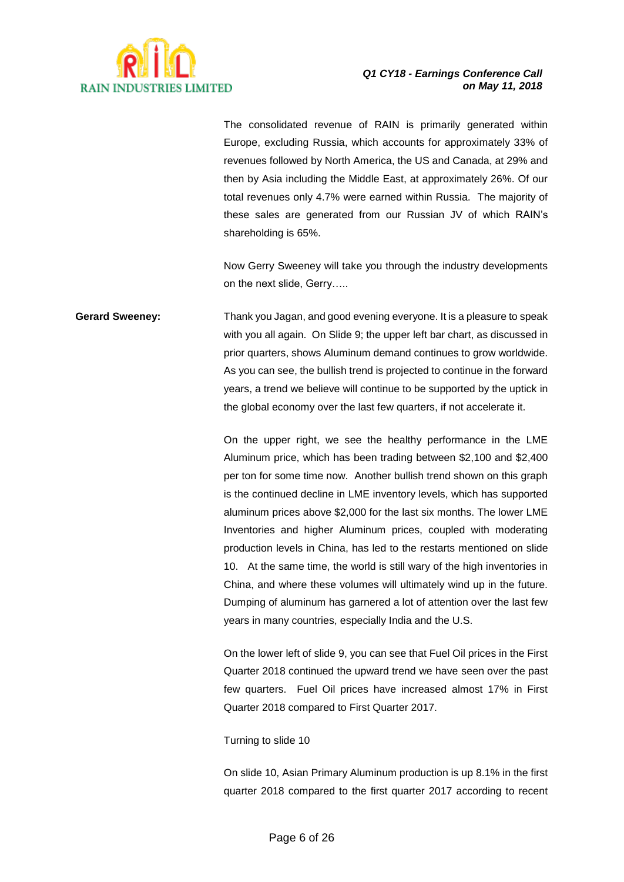The consolidated revenue of RAIN is primarily generated within Europe, excluding Russia, which accounts for approximately 33% of revenues followed by North America, the US and Canada, at 29% and then by Asia including the Middle East, at approximately 26%. Of our total revenues only 4.7% were earned within Russia. The majority of these sales are generated from our Russian JV of which RAIN's shareholding is 65%.

Now Gerry Sweeney will take you through the industry developments on the next slide, Gerry…..

**Gerard Sweeney:** Thank you Jagan, and good evening everyone. It is a pleasure to speak with you all again. On Slide 9; the upper left bar chart, as discussed in prior quarters, shows Aluminum demand continues to grow worldwide. As you can see, the bullish trend is projected to continue in the forward years, a trend we believe will continue to be supported by the uptick in the global economy over the last few quarters, if not accelerate it.

On the upper right, we see the healthy performance in the LME Aluminum price, which has been trading between $2,100 and $2,400 per ton for some time now. Another bullish trend shown on this graph is the continued decline in LME inventory levels, which has supported aluminum prices above $2,000 for the last six months. The lower LME Inventories and higher Aluminum prices, coupled with moderating production levels in China, has led to the restarts mentioned on slide 10. At the same time, the world is still wary of the high inventories in China, and where these volumes will ultimately wind up in the future. Dumping of aluminum has garnered a lot of attention over the last few years in many countries, especially India and the U.S.

On the lower left of slide 9, you can see that Fuel Oil prices in the First Quarter 2018 continued the upward trend we have seen over the past few quarters. Fuel Oil prices have increased almost 17% in First Quarter 2018 compared to First Quarter 2017.

Turning to slide 10

On slide 10, Asian Primary Aluminum production is up 8.1% in the first quarter 2018 compared to the first quarter 2017 according to recent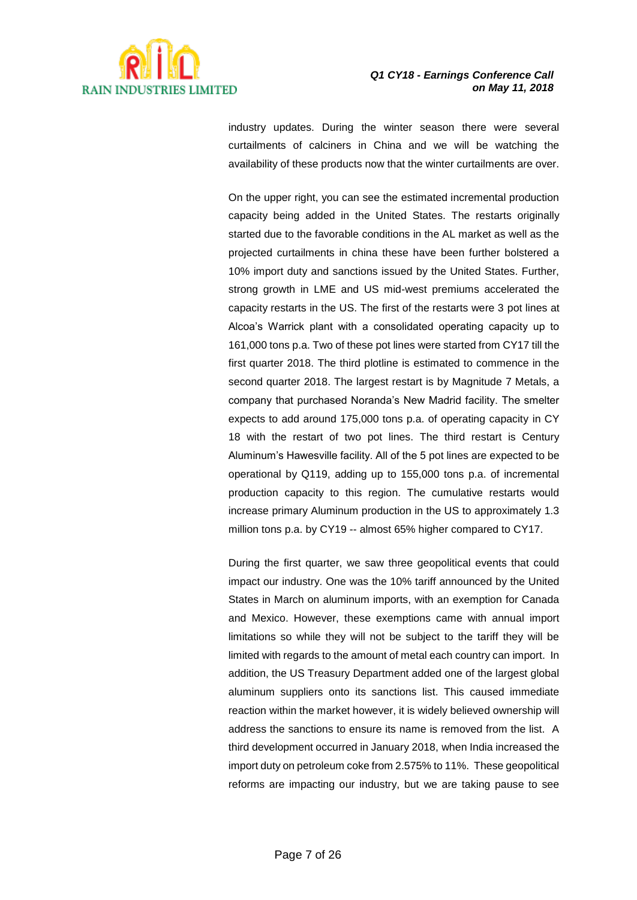industry updates. During the winter season there were several curtailments of calciners in China and we will be watching the availability of these products now that the winter curtailments are over.

On the upper right, you can see the estimated incremental production capacity being added in the United States. The restarts originally started due to the favorable conditions in the AL market as well as the projected curtailments in china these have been further bolstered a 10% import duty and sanctions issued by the United States. Further, strong growth in LME and US mid-west premiums accelerated the capacity restarts in the US. The first of the restarts were 3 pot lines at Alcoa's Warrick plant with a consolidated operating capacity up to 161,000 tons p.a. Two of these pot lines were started from CY17 till the first quarter 2018. The third plotline is estimated to commence in the second quarter 2018. The largest restart is by Magnitude 7 Metals, a company that purchased Noranda's New Madrid facility. The smelter expects to add around 175,000 tons p.a. of operating capacity in CY 18 with the restart of two pot lines. The third restart is Century Aluminum's Hawesville facility. All of the 5 pot lines are expected to be operational by Q119, adding up to 155,000 tons p.a. of incremental production capacity to this region. The cumulative restarts would increase primary Aluminum production in the US to approximately 1.3 million tons p.a. by CY19 -- almost 65% higher compared to CY17.

During the first quarter, we saw three geopolitical events that could impact our industry. One was the 10% tariff announced by the United States in March on aluminum imports, with an exemption for Canada and Mexico. However, these exemptions came with annual import limitations so while they will not be subject to the tariff they will be limited with regards to the amount of metal each country can import. In addition, the US Treasury Department added one of the largest global aluminum suppliers onto its sanctions list. This caused immediate reaction within the market however, it is widely believed ownership will address the sanctions to ensure its name is removed from the list. A third development occurred in January 2018, when India increased the import duty on petroleum coke from 2.575% to 11%. These geopolitical reforms are impacting our industry, but we are taking pause to see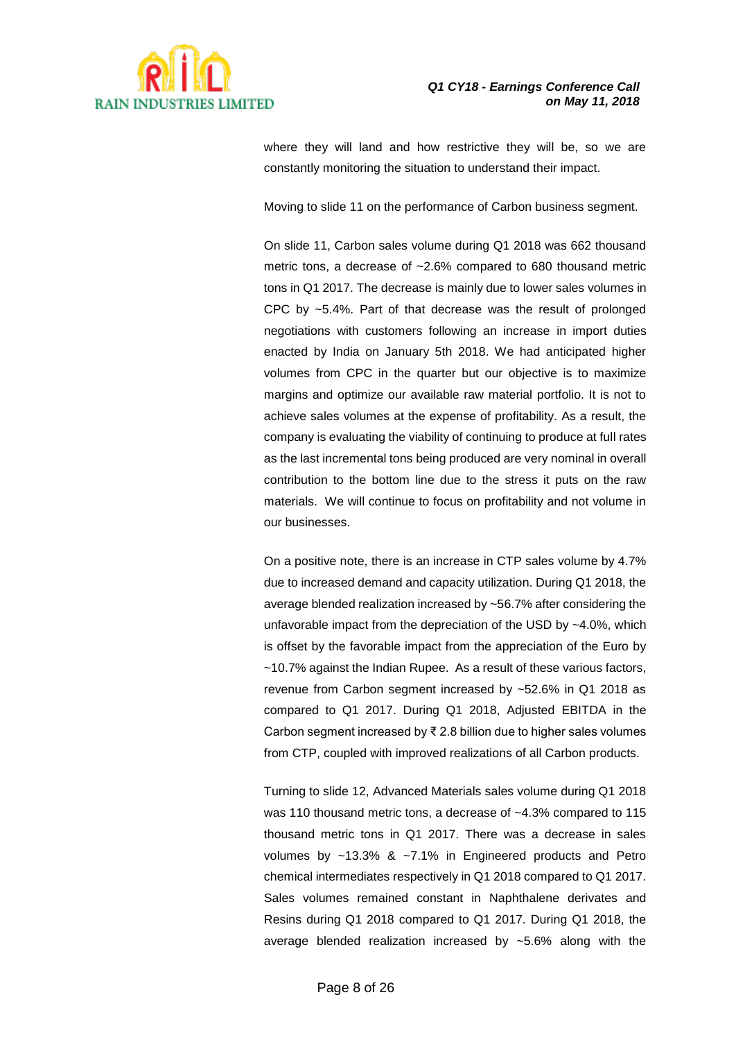where they will land and how restrictive they will be, so we are constantly monitoring the situation to understand their impact.

Moving to slide 11 on the performance of Carbon business segment.

On slide 11, Carbon sales volume during Q1 2018 was 662 thousand metric tons, a decrease of ~2.6% compared to 680 thousand metric tons in Q1 2017. The decrease is mainly due to lower sales volumes in CPC by ~5.4%. Part of that decrease was the result of prolonged negotiations with customers following an increase in import duties enacted by India on January 5th 2018. We had anticipated higher volumes from CPC in the quarter but our objective is to maximize margins and optimize our available raw material portfolio. It is not to achieve sales volumes at the expense of profitability. As a result, the company is evaluating the viability of continuing to produce at full rates as the last incremental tons being produced are very nominal in overall contribution to the bottom line due to the stress it puts on the raw materials. We will continue to focus on profitability and not volume in our businesses.

On a positive note, there is an increase in CTP sales volume by 4.7% due to increased demand and capacity utilization. During Q1 2018, the average blended realization increased by ~56.7% after considering the unfavorable impact from the depreciation of the USD by ~4.0%, which is offset by the favorable impact from the appreciation of the Euro by ~10.7% against the Indian Rupee. As a result of these various factors, revenue from Carbon segment increased by ~52.6% in Q1 2018 as compared to Q1 2017. During Q1 2018, Adjusted EBITDA in the Carbon segment increased by ₹ 2.8 billion due to higher sales volumes from CTP, coupled with improved realizations of all Carbon products.

Turning to slide 12, Advanced Materials sales volume during Q1 2018 was 110 thousand metric tons, a decrease of ~4.3% compared to 115 thousand metric tons in Q1 2017. There was a decrease in sales volumes by ~13.3% & ~7.1% in Engineered products and Petro chemical intermediates respectively in Q1 2018 compared to Q1 2017. Sales volumes remained constant in Naphthalene derivates and Resins during Q1 2018 compared to Q1 2017. During Q1 2018, the average blended realization increased by ~5.6% along with the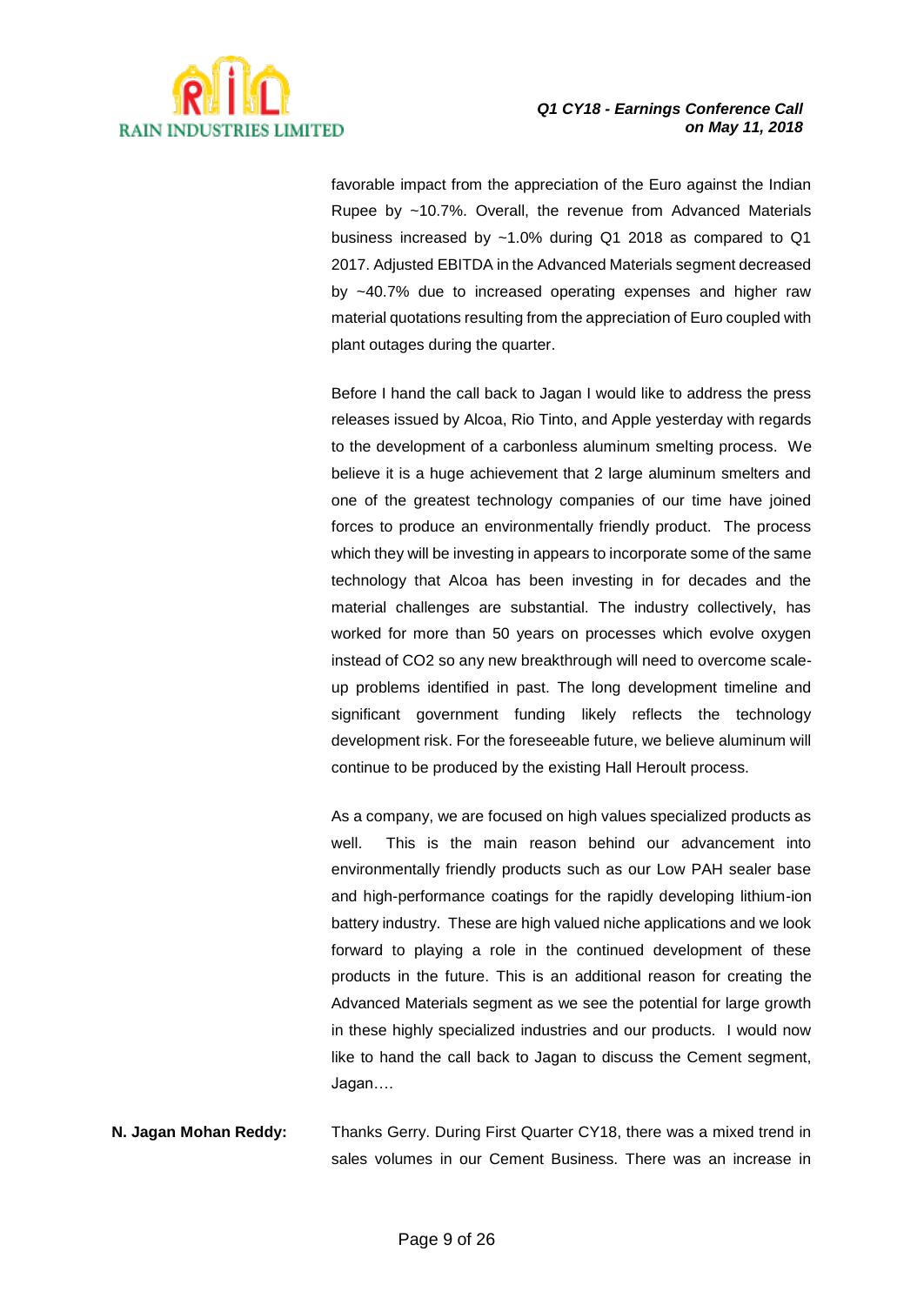favorable impact from the appreciation of the Euro against the Indian Rupee by ~10.7%. Overall, the revenue from Advanced Materials business increased by ~1.0% during Q1 2018 as compared to Q1 2017. Adjusted EBITDA in the Advanced Materials segment decreased by ~40.7% due to increased operating expenses and higher raw material quotations resulting from the appreciation of Euro coupled with plant outages during the quarter.

Before I hand the call back to Jagan I would like to address the press releases issued by Alcoa, Rio Tinto, and Apple yesterday with regards to the development of a carbonless aluminum smelting process. We believe it is a huge achievement that 2 large aluminum smelters and one of the greatest technology companies of our time have joined forces to produce an environmentally friendly product. The process which they will be investing in appears to incorporate some of the same technology that Alcoa has been investing in for decades and the material challenges are substantial. The industry collectively, has worked for more than 50 years on processes which evolve oxygen instead of $CO_2$ so any new breakthrough will need to overcome scale-up problems identified in past. The long development timeline and significant government funding likely reflects the technology development risk. For the foreseeable future, we believe aluminum will continue to be produced by the existing Hall Heroult process.

As a company, we are focused on high values specialized products as well. This is the main reason behind our advancement into environmentally friendly products such as our Low PAH sealer base and high-performance coatings for the rapidly developing lithium-ion battery industry. These are high valued niche applications and we look forward to playing a role in the continued development of these products in the future. This is an additional reason for creating the Advanced Materials segment as we see the potential for large growth in these highly specialized industries and our products. I would now like to hand the call back to Jagan to discuss the Cement segment, Jagan….

**N. Jagan Mohan Reddy:** Thanks Gerry. During First Quarter CY18, there was a mixed trend in sales volumes in our Cement Business. There was an increase in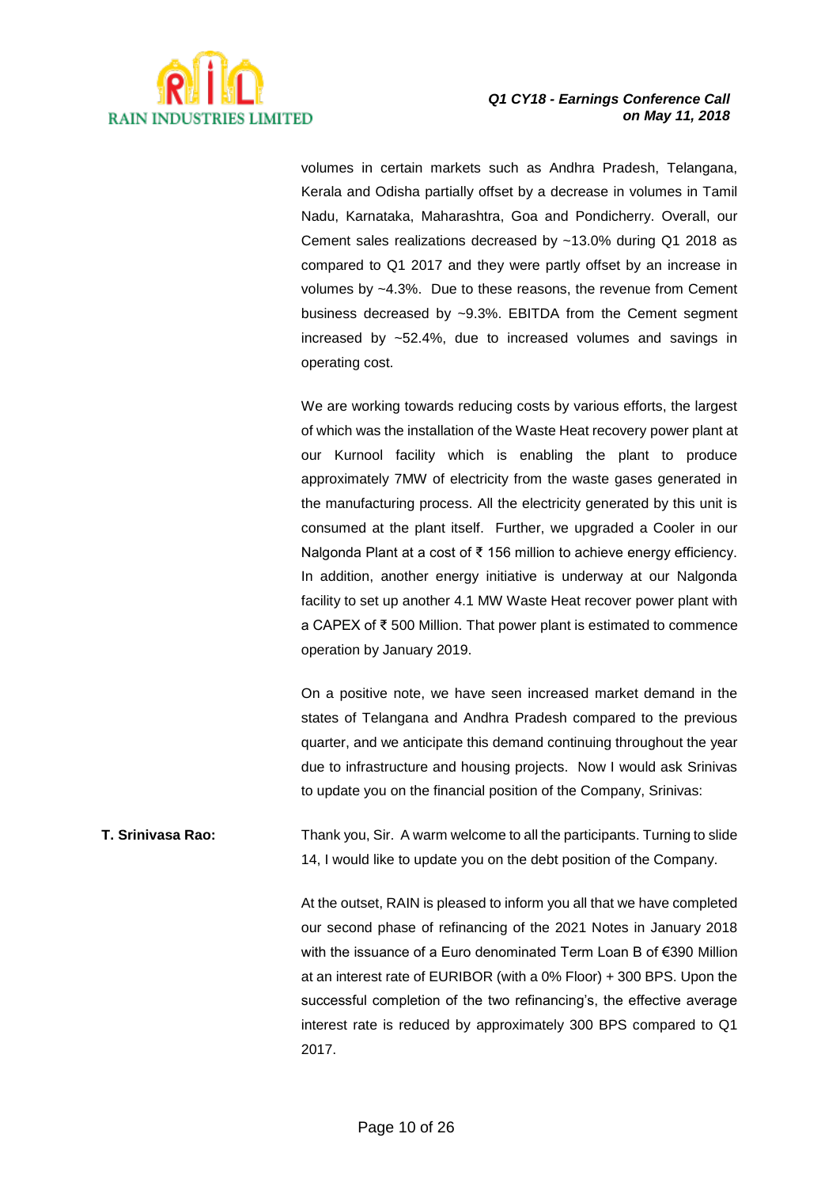volumes in certain markets such as Andhra Pradesh, Telangana, Kerala and Odisha partially offset by a decrease in volumes in Tamil Nadu, Karnataka, Maharashtra, Goa and Pondicherry. Overall, our Cement sales realizations decreased by ~13.0% during Q1 2018 as compared to Q1 2017 and they were partly offset by an increase in volumes by ~4.3%. Due to these reasons, the revenue from Cement business decreased by ~9.3%. EBITDA from the Cement segment increased by ~52.4%, due to increased volumes and savings in operating cost.

We are working towards reducing costs by various efforts, the largest of which was the installation of the Waste Heat recovery power plant at our Kurnool facility which is enabling the plant to produce approximately 7MW of electricity from the waste gases generated in the manufacturing process. All the electricity generated by this unit is consumed at the plant itself. Further, we upgraded a Cooler in our Nalgonda Plant at a cost of ₹ 156 million to achieve energy efficiency. In addition, another energy initiative is underway at our Nalgonda facility to set up another 4.1 MW Waste Heat recover power plant with a CAPEX of ₹ 500 Million. That power plant is estimated to commence operation by January 2019.

On a positive note, we have seen increased market demand in the states of Telangana and Andhra Pradesh compared to the previous quarter, and we anticipate this demand continuing throughout the year due to infrastructure and housing projects. Now I would ask Srinivas to update you on the financial position of the Company, Srinivas:

**T. Srinivasa Rao:** Thank you, Sir. A warm welcome to all the participants. Turning to slide 14, I would like to update you on the debt position of the Company.

At the outset, RAIN is pleased to inform you all that we have completed our second phase of refinancing of the 2021 Notes in January 2018 with the issuance of a Euro denominated Term Loan B of €390 Million at an interest rate of EURIBOR (with a 0% Floor) + 300 BPS. Upon the successful completion of the two refinancing's, the effective average interest rate is reduced by approximately 300 BPS compared to Q1 2017.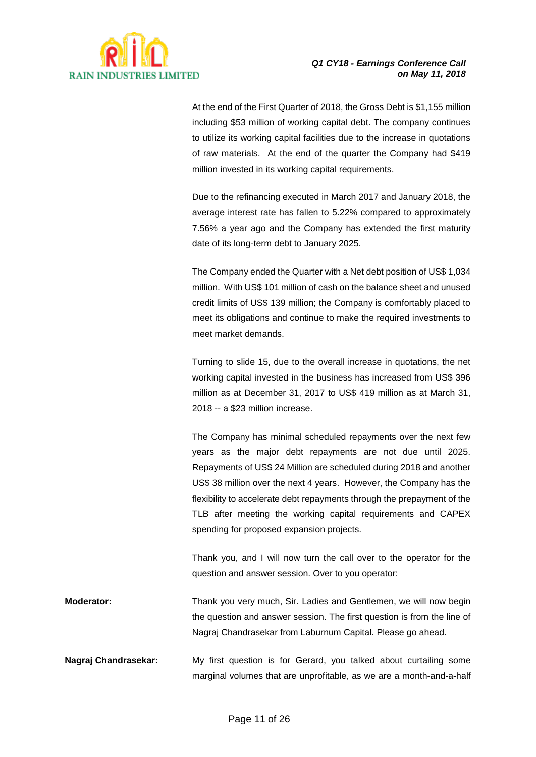At the end of the First Quarter of 2018, the Gross Debt is $1,155 million including $53 million of working capital debt. The company continues to utilize its working capital facilities due to the increase in quotations of raw materials. At the end of the quarter the Company had $419 million invested in its working capital requirements.

Due to the refinancing executed in March 2017 and January 2018, the average interest rate has fallen to 5.22% compared to approximately 7.56% a year ago and the Company has extended the first maturity date of its long-term debt to January 2025.

The Company ended the Quarter with a Net debt position of US$ 1,034 million. With US$ 101 million of cash on the balance sheet and unused credit limits of US$ 139 million; the Company is comfortably placed to meet its obligations and continue to make the required investments to meet market demands.

Turning to slide 15, due to the overall increase in quotations, the net working capital invested in the business has increased from US$ 396 million as at December 31, 2017 to US$ 419 million as at March 31, 2018 -- a $23 million increase.

The Company has minimal scheduled repayments over the next few years as the major debt repayments are not due until 2025. Repayments of US$ 24 Million are scheduled during 2018 and another US$ 38 million over the next 4 years. However, the Company has the flexibility to accelerate debt repayments through the prepayment of the TLB after meeting the working capital requirements and CAPEX spending for proposed expansion projects.

Thank you, and I will now turn the call over to the operator for the question and answer session. Over to you operator:

**Moderator:** Thank you very much, Sir. Ladies and Gentlemen, we will now begin the question and answer session. The first question is from the line of Nagraj Chandrasekar from Laburnum Capital. Please go ahead.

**Nagraj Chandrasekar:** My first question is for Gerard, you talked about curtailing some marginal volumes that are unprofitable, as we are a month-and-a-half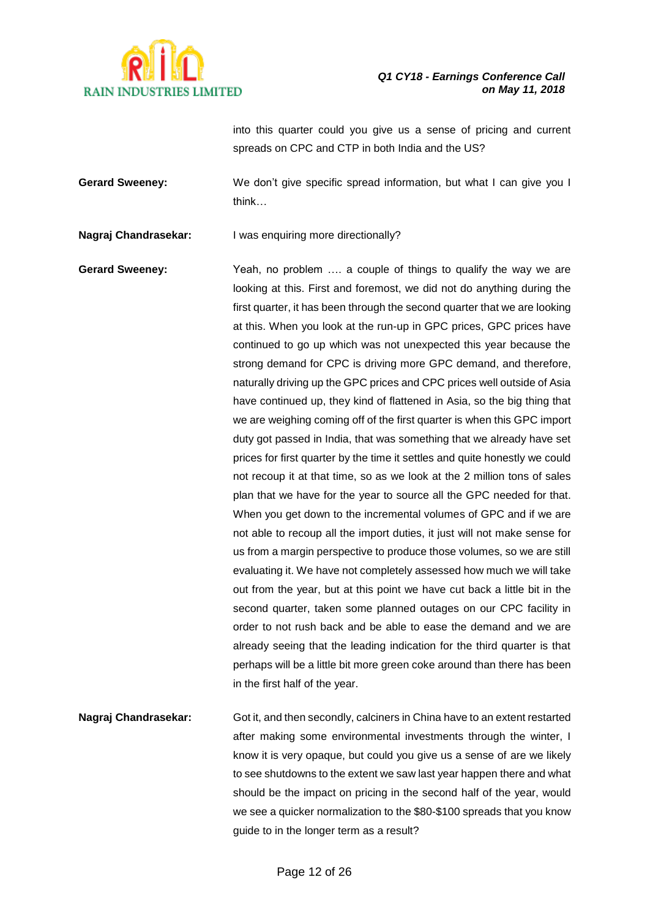into this quarter could you give us a sense of pricing and current spreads on CPC and CTP in both India and the US?

**Gerard Sweeney:** We don't give specific spread information, but what I can give you I think…

**Nagraj Chandrasekar:** I was enquiring more directionally?

**Gerard Sweeney:** Yeah, no problem …. a couple of things to qualify the way we are looking at this. First and foremost, we did not do anything during the first quarter, it has been through the second quarter that we are looking at this. When you look at the run-up in GPC prices, GPC prices have continued to go up which was not unexpected this year because the strong demand for CPC is driving more GPC demand, and therefore, naturally driving up the GPC prices and CPC prices well outside of Asia have continued up, they kind of flattened in Asia, so the big thing that we are weighing coming off of the first quarter is when this GPC import duty got passed in India, that was something that we already have set prices for first quarter by the time it settles and quite honestly we could not recoup it at that time, so as we look at the 2 million tons of sales plan that we have for the year to source all the GPC needed for that. When you get down to the incremental volumes of GPC and if we are not able to recoup all the import duties, it just will not make sense for us from a margin perspective to produce those volumes, so we are still evaluating it. We have not completely assessed how much we will take out from the year, but at this point we have cut back a little bit in the second quarter, taken some planned outages on our CPC facility in order to not rush back and be able to ease the demand and we are already seeing that the leading indication for the third quarter is that perhaps will be a little bit more green coke around than there has been in the first half of the year.

**Nagraj Chandrasekar:** Got it, and then secondly, calciners in China have to an extent restarted after making some environmental investments through the winter, I know it is very opaque, but could you give us a sense of are we likely to see shutdowns to the extent we saw last year happen there and what should be the impact on pricing in the second half of the year, would we see a quicker normalization to the $80-$100 spreads that you know guide to in the longer term as a result?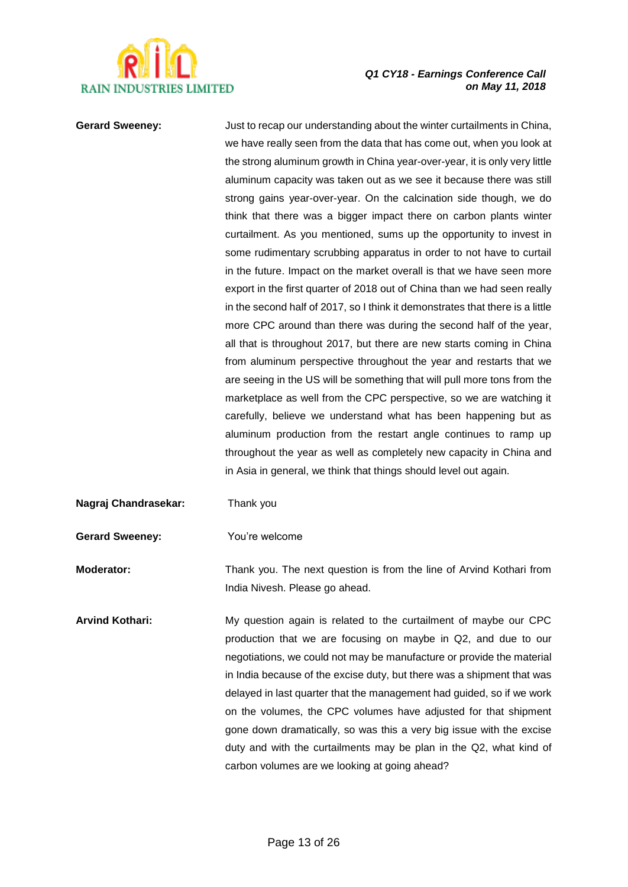**Gerard Sweeney:** Just to recap our understanding about the winter curtailments in China, we have really seen from the data that has come out, when you look at the strong aluminum growth in China year-over-year, it is only very little aluminum capacity was taken out as we see it because there was still strong gains year-over-year. On the calcination side though, we do think that there was a bigger impact there on carbon plants winter curtailment. As you mentioned, sums up the opportunity to invest in some rudimentary scrubbing apparatus in order to not have to curtail in the future. Impact on the market overall is that we have seen more export in the first quarter of 2018 out of China than we had seen really in the second half of 2017, so I think it demonstrates that there is a little more CPC around than there was during the second half of the year, all that is throughout 2017, but there are new starts coming in China from aluminum perspective throughout the year and restarts that we are seeing in the US will be something that will pull more tons from the marketplace as well from the CPC perspective, so we are watching it carefully, believe we understand what has been happening but as aluminum production from the restart angle continues to ramp up throughout the year as well as completely new capacity in China and in Asia in general, we think that things should level out again.

**Nagraj Chandrasekar:** Thank you

**Gerard Sweeney:** You're welcome

**Moderator:** Thank you. The next question is from the line of Arvind Kothari from India Nivesh. Please go ahead.

**Arvind Kothari:** My question again is related to the curtailment of maybe our CPC production that we are focusing on maybe in Q2, and due to our negotiations, we could not may be manufacture or provide the material in India because of the excise duty, but there was a shipment that was delayed in last quarter that the management had guided, so if we work on the volumes, the CPC volumes have adjusted for that shipment gone down dramatically, so was this a very big issue with the excise duty and with the curtailments may be plan in the Q2, what kind of carbon volumes are we looking at going ahead?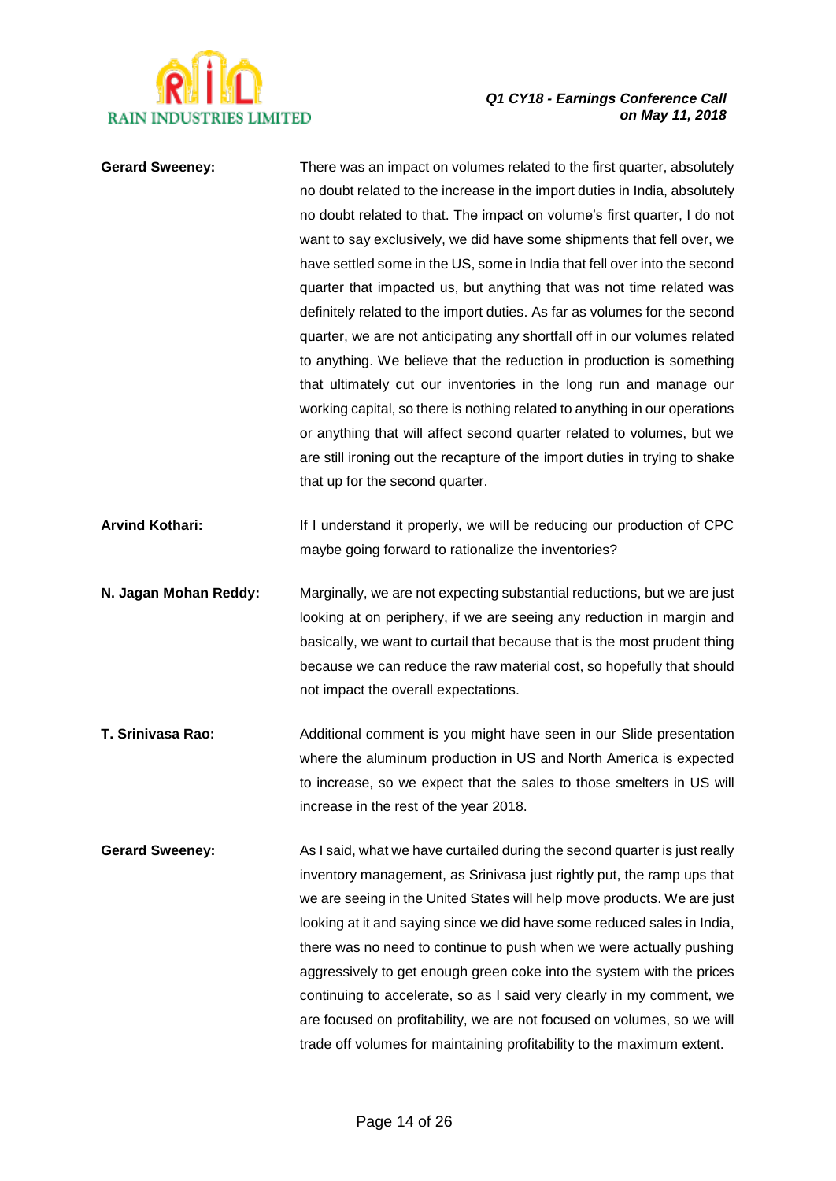**Gerard Sweeney:** There was an impact on volumes related to the first quarter, absolutely no doubt related to the increase in the import duties in India, absolutely no doubt related to that. The impact on volume's first quarter, I do not want to say exclusively, we did have some shipments that fell over, we have settled some in the US, some in India that fell over into the second quarter that impacted us, but anything that was not time related was definitely related to the import duties. As far as volumes for the second quarter, we are not anticipating any shortfall off in our volumes related to anything. We believe that the reduction in production is something that ultimately cut our inventories in the long run and manage our working capital, so there is nothing related to anything in our operations or anything that will affect second quarter related to volumes, but we are still ironing out the recapture of the import duties in trying to shake that up for the second quarter.

**Arvind Kothari:** If I understand it properly, we will be reducing our production of CPC maybe going forward to rationalize the inventories?

**N. Jagan Mohan Reddy:** Marginally, we are not expecting substantial reductions, but we are just looking at on periphery, if we are seeing any reduction in margin and basically, we want to curtail that because that is the most prudent thing because we can reduce the raw material cost, so hopefully that should not impact the overall expectations.

**T. Srinivasa Rao:** Additional comment is you might have seen in our Slide presentation where the aluminum production in US and North America is expected to increase, so we expect that the sales to those smelters in US will increase in the rest of the year 2018.

**Gerard Sweeney:** As I said, what we have curtailed during the second quarter is just really inventory management, as Srinivasa just rightly put, the ramp ups that we are seeing in the United States will help move products. We are just looking at it and saying since we did have some reduced sales in India, there was no need to continue to push when we were actually pushing aggressively to get enough green coke into the system with the prices continuing to accelerate, so as I said very clearly in my comment, we are focused on profitability, we are not focused on volumes, so we will trade off volumes for maintaining profitability to the maximum extent.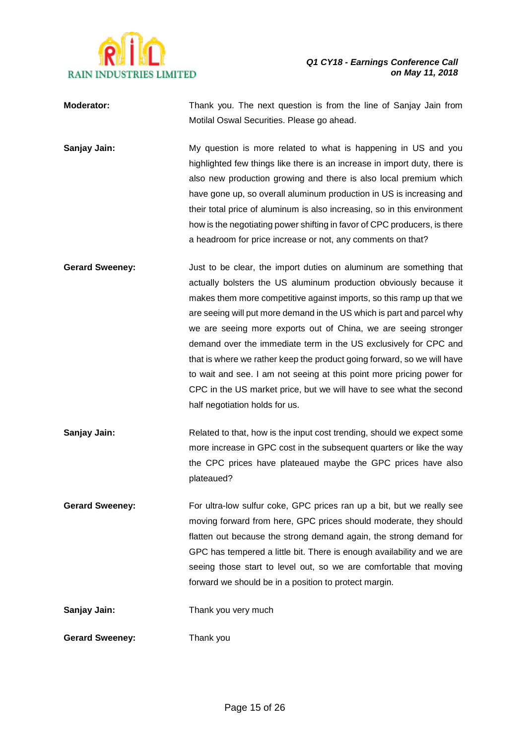**Moderator:** Thank you. The next question is from the line of Sanjay Jain from Motilal Oswal Securities. Please go ahead.

**Sanjay Jain:** My question is more related to what is happening in US and you highlighted few things like there is an increase in import duty, there is also new production growing and there is also local premium which have gone up, so overall aluminum production in US is increasing and their total price of aluminum is also increasing, so in this environment how is the negotiating power shifting in favor of CPC producers, is there a headroom for price increase or not, any comments on that?

**Gerard Sweeney:** Just to be clear, the import duties on aluminum are something that actually bolsters the US aluminum production obviously because it makes them more competitive against imports, so this ramp up that we are seeing will put more demand in the US which is part and parcel why we are seeing more exports out of China, we are seeing stronger demand over the immediate term in the US exclusively for CPC and that is where we rather keep the product going forward, so we will have to wait and see. I am not seeing at this point more pricing power for CPC in the US market price, but we will have to see what the second half negotiation holds for us.

**Sanjay Jain:** Related to that, how is the input cost trending, should we expect some more increase in GPC cost in the subsequent quarters or like the way the CPC prices have plateaued maybe the GPC prices have also plateaued?

**Gerard Sweeney:** For ultra-low sulfur coke, GPC prices ran up a bit, but we really see moving forward from here, GPC prices should moderate, they should flatten out because the strong demand again, the strong demand for GPC has tempered a little bit. There is enough availability and we are seeing those start to level out, so we are comfortable that moving forward we should be in a position to protect margin.

**Sanjay Jain:** Thank you very much

**Gerard Sweeney:** Thank you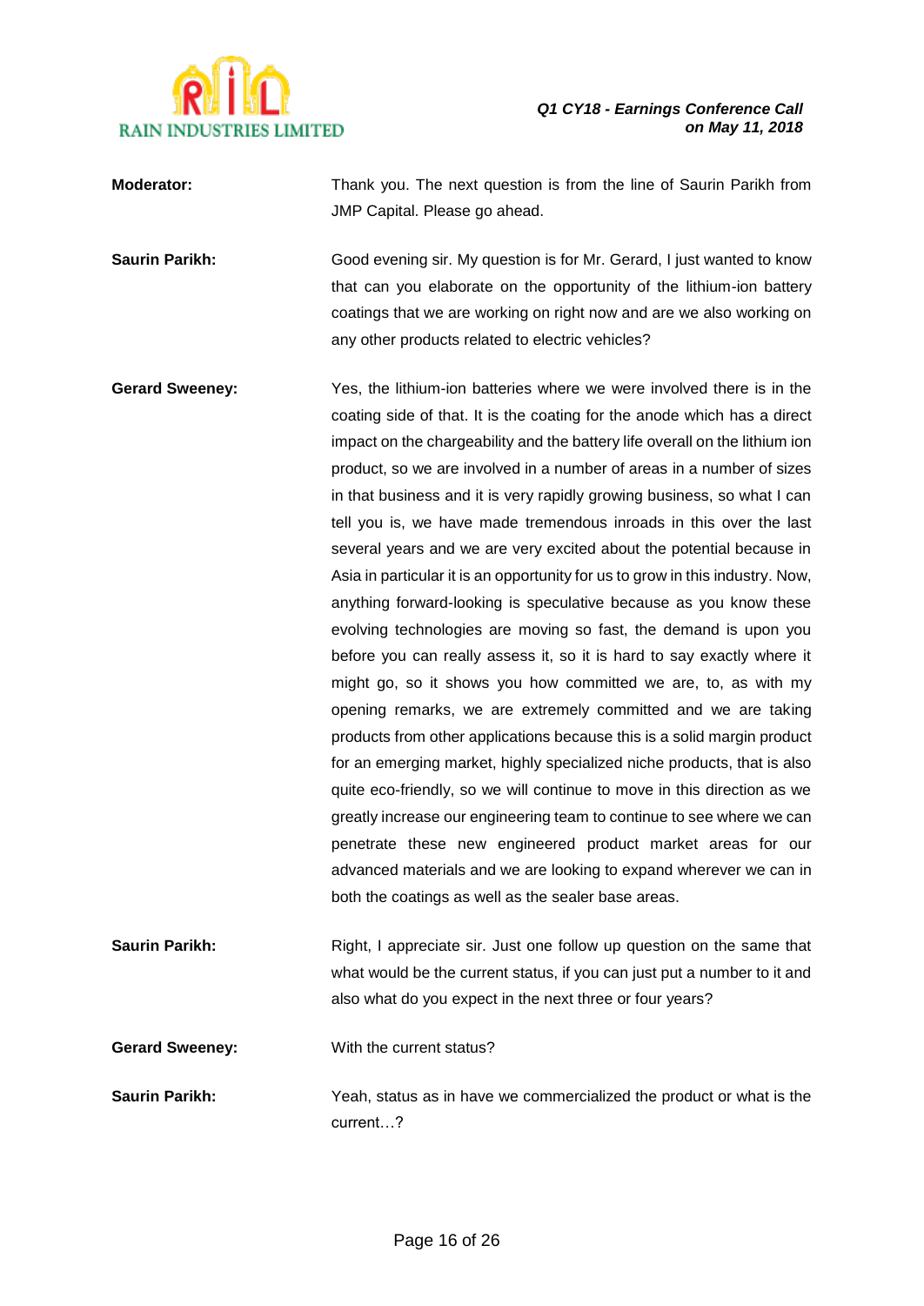**Moderator:** Thank you. The next question is from the line of Saurin Parikh from JMP Capital. Please go ahead.

**Saurin Parikh:** Good evening sir. My question is for Mr. Gerard, I just wanted to know that can you elaborate on the opportunity of the lithium-ion battery coatings that we are working on right now and are we also working on any other products related to electric vehicles?

**Gerard Sweeney:** Yes, the lithium-ion batteries where we were involved there is in the coating side of that. It is the coating for the anode which has a direct impact on the chargeability and the battery life overall on the lithium ion product, so we are involved in a number of areas in a number of sizes in that business and it is very rapidly growing business, so what I can tell you is, we have made tremendous inroads in this over the last several years and we are very excited about the potential because in Asia in particular it is an opportunity for us to grow in this industry. Now, anything forward-looking is speculative because as you know these evolving technologies are moving so fast, the demand is upon you before you can really assess it, so it is hard to say exactly where it might go, so it shows you how committed we are, to, as with my opening remarks, we are extremely committed and we are taking products from other applications because this is a solid margin product for an emerging market, highly specialized niche products, that is also quite eco-friendly, so we will continue to move in this direction as we greatly increase our engineering team to continue to see where we can penetrate these new engineered product market areas for our advanced materials and we are looking to expand wherever we can in both the coatings as well as the sealer base areas.

**Saurin Parikh:** Right, I appreciate sir. Just one follow up question on the same that what would be the current status, if you can just put a number to it and also what do you expect in the next three or four years?

**Gerard Sweeney:** With the current status?

**Saurin Parikh:** Yeah, status as in have we commercialized the product or what is the current…?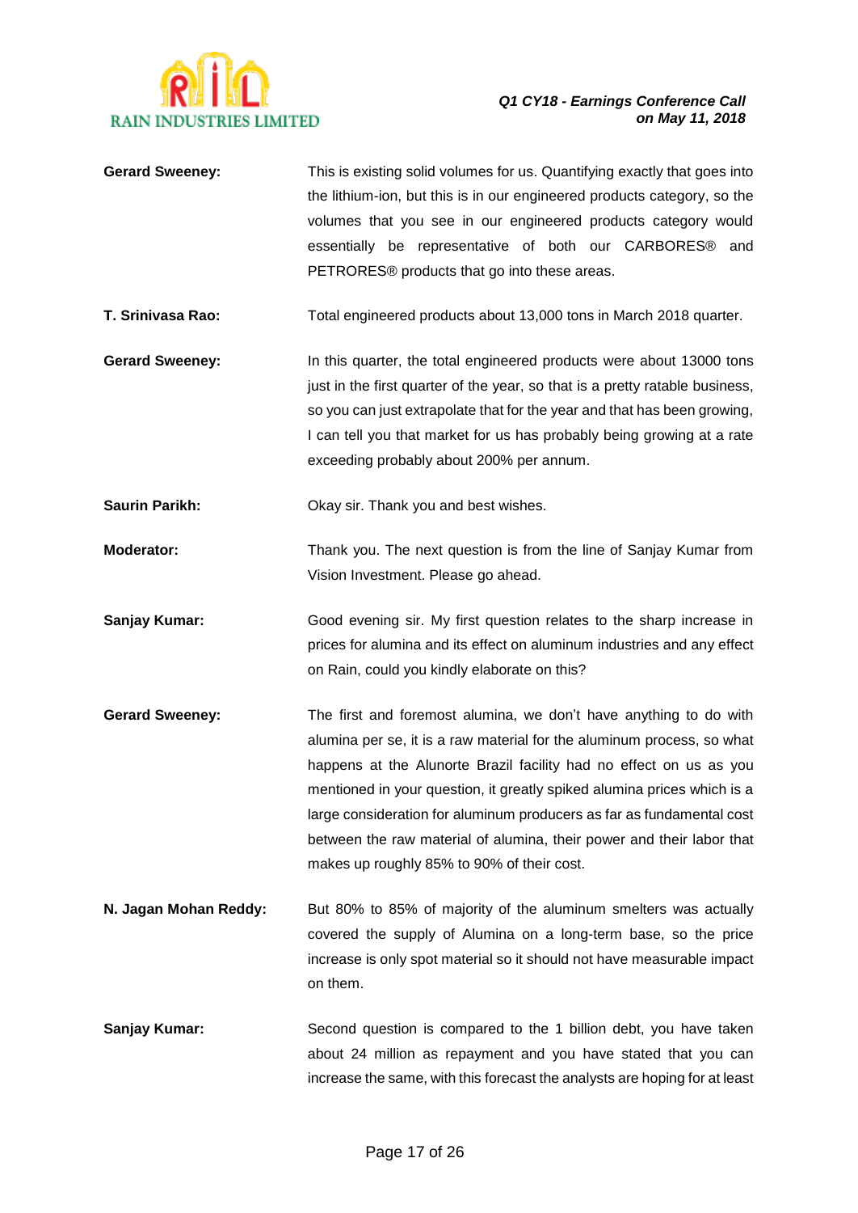**Gerard Sweeney:** This is existing solid volumes for us. Quantifying exactly that goes into the lithium-ion, but this is in our engineered products category, so the volumes that you see in our engineered products category would essentially be representative of both our CARBORES® and PETRORES® products that go into these areas.

**T. Srinivasa Rao:** Total engineered products about 13,000 tons in March 2018 quarter.

**Gerard Sweeney:** In this quarter, the total engineered products were about 13000 tons just in the first quarter of the year, so that is a pretty ratable business, so you can just extrapolate that for the year and that has been growing, I can tell you that market for us has probably being growing at a rate exceeding probably about 200% per annum.

**Saurin Parikh:** Okay sir. Thank you and best wishes.

**Moderator:** Thank you. The next question is from the line of Sanjay Kumar from Vision Investment. Please go ahead.

**Sanjay Kumar:** Good evening sir. My first question relates to the sharp increase in prices for alumina and its effect on aluminum industries and any effect on Rain, could you kindly elaborate on this?

**Gerard Sweeney:** The first and foremost alumina, we don't have anything to do with alumina per se, it is a raw material for the aluminum process, so what happens at the Alunorte Brazil facility had no effect on us as you mentioned in your question, it greatly spiked alumina prices which is a large consideration for aluminum producers as far as fundamental cost between the raw material of alumina, their power and their labor that makes up roughly 85% to 90% of their cost.

**N. Jagan Mohan Reddy:** But 80% to 85% of majority of the aluminum smelters was actually covered the supply of Alumina on a long-term base, so the price increase is only spot material so it should not have measurable impact on them.

**Sanjay Kumar:** Second question is compared to the 1 billion debt, you have taken about 24 million as repayment and you have stated that you can increase the same, with this forecast the analysts are hoping for at least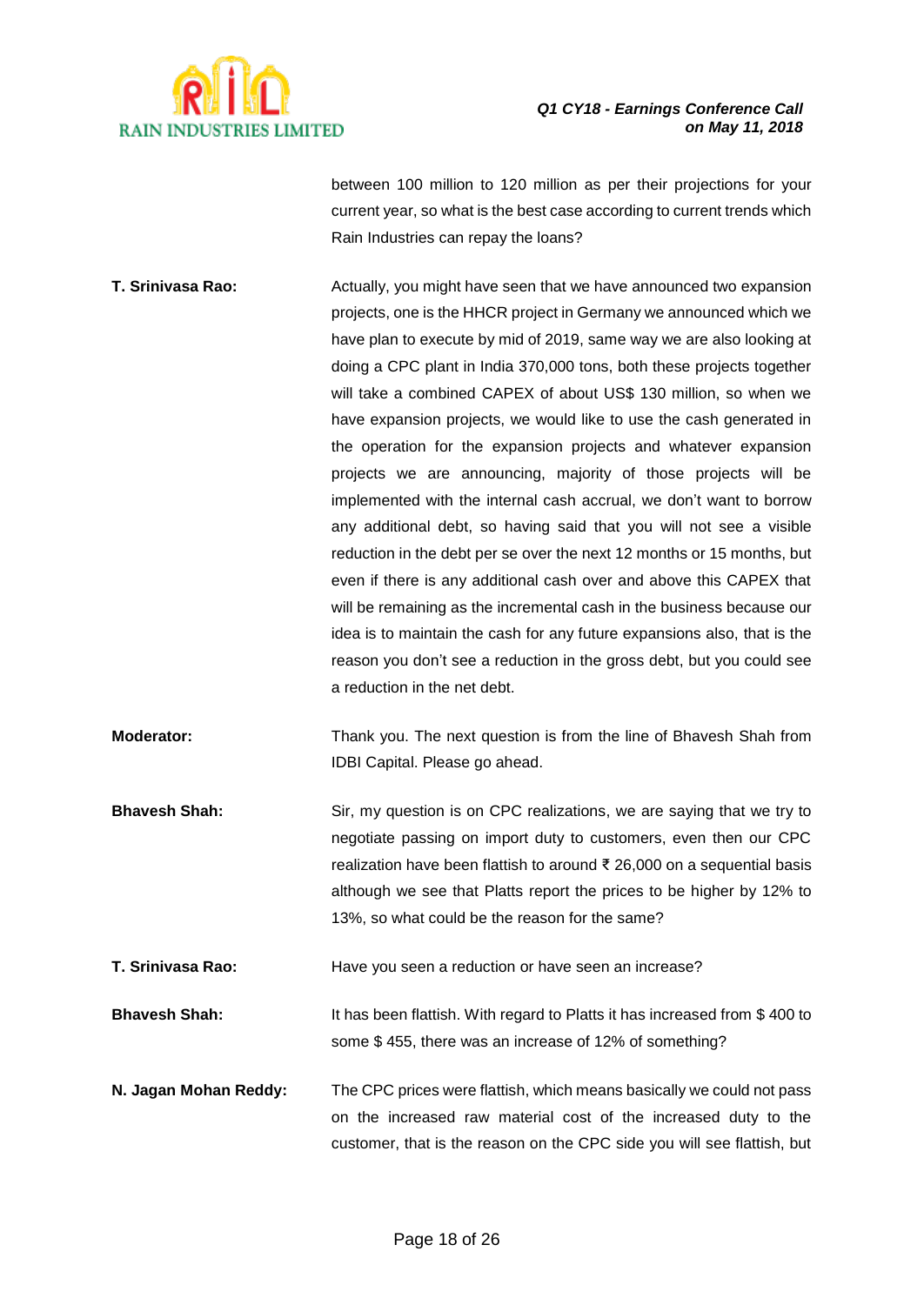between 100 million to 120 million as per their projections for your current year, so what is the best case according to current trends which Rain Industries can repay the loans?

**T. Srinivasa Rao:** Actually, you might have seen that we have announced two expansion projects, one is the HHCR project in Germany we announced which we have plan to execute by mid of 2019, same way we are also looking at doing a CPC plant in India 370,000 tons, both these projects together will take a combined CAPEX of about US$ 130 million, so when we have expansion projects, we would like to use the cash generated in the operation for the expansion projects and whatever expansion projects we are announcing, majority of those projects will be implemented with the internal cash accrual, we don't want to borrow any additional debt, so having said that you will not see a visible reduction in the debt per se over the next 12 months or 15 months, but even if there is any additional cash over and above this CAPEX that will be remaining as the incremental cash in the business because our idea is to maintain the cash for any future expansions also, that is the reason you don't see a reduction in the gross debt, but you could see a reduction in the net debt.

**Moderator:** Thank you. The next question is from the line of Bhavesh Shah from IDBI Capital. Please go ahead.

**Bhavesh Shah:** Sir, my question is on CPC realizations, we are saying that we try to negotiate passing on import duty to customers, even then our CPC realization have been flattish to around ₹ 26,000 on a sequential basis although we see that Platts report the prices to be higher by 12% to 13%, so what could be the reason for the same?

**T. Srinivasa Rao:** Have you seen a reduction or have seen an increase?

**Bhavesh Shah:** It has been flattish. With regard to Platts it has increased from $ 400 to some $ 455, there was an increase of 12% of something?

**N. Jagan Mohan Reddy:** The CPC prices were flattish, which means basically we could not pass on the increased raw material cost of the increased duty to the customer, that is the reason on the CPC side you will see flattish, but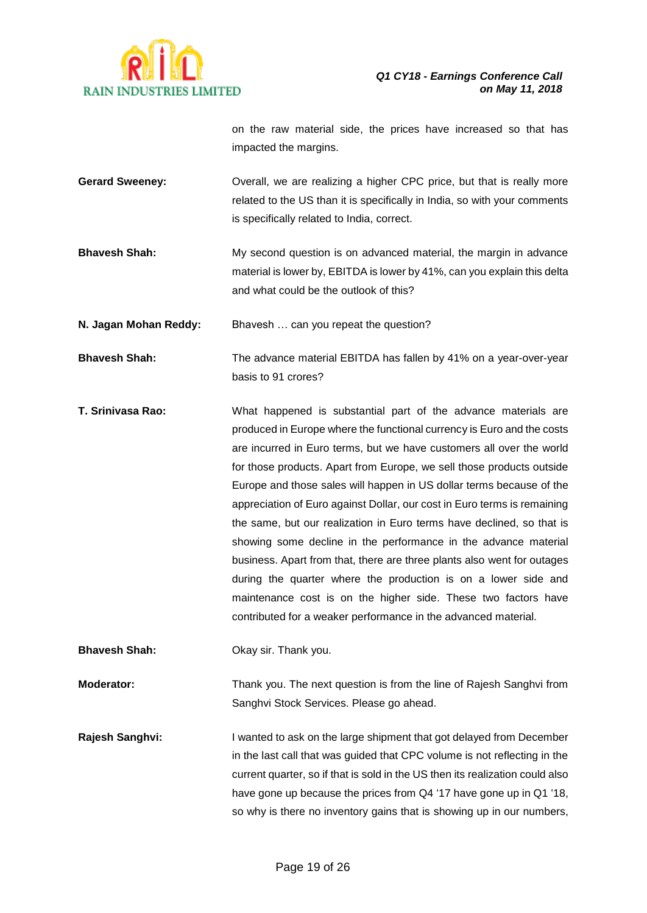on the raw material side, the prices have increased so that has impacted the margins.

**Gerard Sweeney:** Overall, we are realizing a higher CPC price, but that is really more related to the US than it is specifically in India, so with your comments is specifically related to India, correct.

**Bhavesh Shah:** My second question is on advanced material, the margin in advance material is lower by, EBITDA is lower by 41%, can you explain this delta and what could be the outlook of this?

**N. Jagan Mohan Reddy:** Bhavesh … can you repeat the question?

**Bhavesh Shah:** The advance material EBITDA has fallen by 41% on a year-over-year basis to 91 crores?

**T. Srinivasa Rao:** What happened is substantial part of the advance materials are produced in Europe where the functional currency is Euro and the costs are incurred in Euro terms, but we have customers all over the world for those products. Apart from Europe, we sell those products outside Europe and those sales will happen in US dollar terms because of the appreciation of Euro against Dollar, our cost in Euro terms is remaining the same, but our realization in Euro terms have declined, so that is showing some decline in the performance in the advance material business. Apart from that, there are three plants also went for outages during the quarter where the production is on a lower side and maintenance cost is on the higher side. These two factors have contributed for a weaker performance in the advanced material.

**Bhavesh Shah:** Okay sir. Thank you.

**Moderator:** Thank you. The next question is from the line of Rajesh Sanghvi from Sanghvi Stock Services. Please go ahead.

**Rajesh Sanghvi:** I wanted to ask on the large shipment that got delayed from December in the last call that was guided that CPC volume is not reflecting in the current quarter, so if that is sold in the US then its realization could also have gone up because the prices from Q4 '17 have gone up in Q1 '18, so why is there no inventory gains that is showing up in our numbers,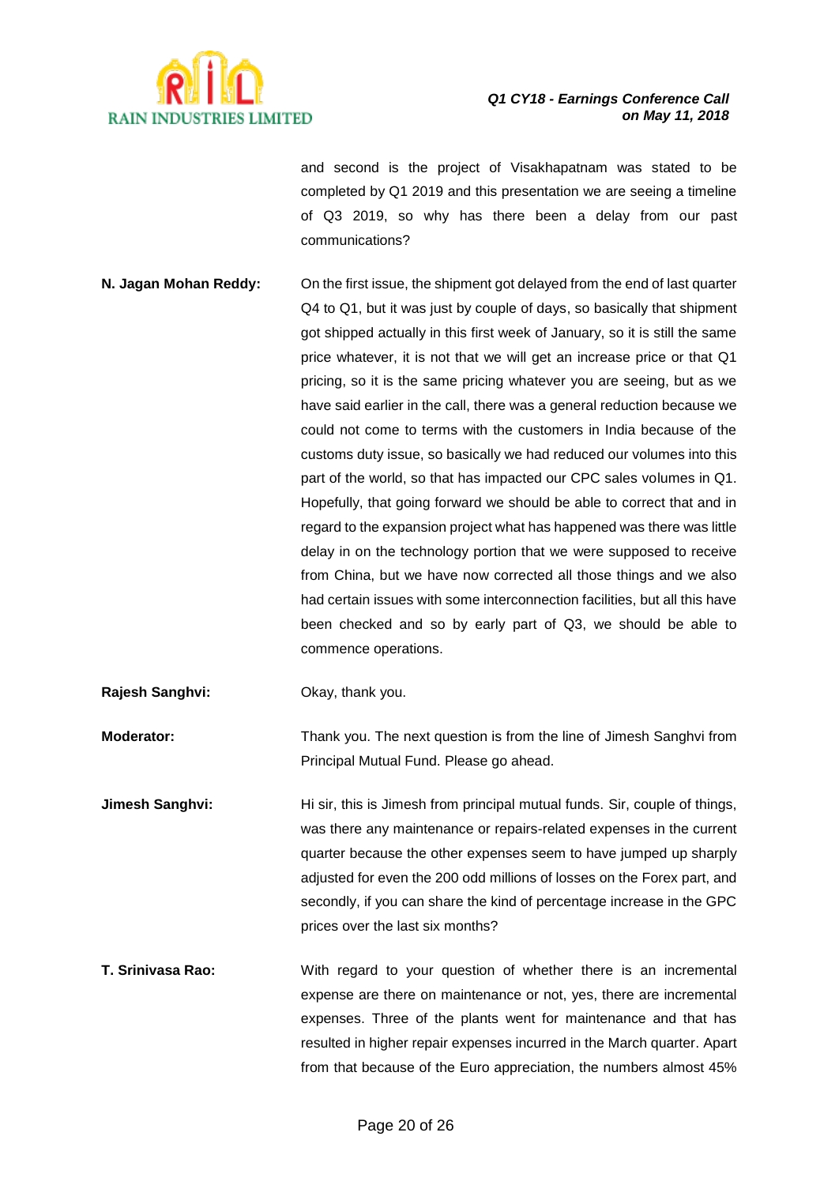and second is the project of Visakhapatnam was stated to be completed by Q1 2019 and this presentation we are seeing a timeline of Q3 2019, so why has there been a delay from our past communications?

**N. Jagan Mohan Reddy:** On the first issue, the shipment got delayed from the end of last quarter Q4 to Q1, but it was just by couple of days, so basically that shipment got shipped actually in this first week of January, so it is still the same price whatever, it is not that we will get an increase price or that Q1 pricing, so it is the same pricing whatever you are seeing, but as we have said earlier in the call, there was a general reduction because we could not come to terms with the customers in India because of the customs duty issue, so basically we had reduced our volumes into this part of the world, so that has impacted our CPC sales volumes in Q1. Hopefully, that going forward we should be able to correct that and in regard to the expansion project what has happened was there was little delay in on the technology portion that we were supposed to receive from China, but we have now corrected all those things and we also had certain issues with some interconnection facilities, but all this have been checked and so by early part of Q3, we should be able to commence operations.

**Rajesh Sanghvi:** Okay, thank you.

**Moderator:** Thank you. The next question is from the line of Jimesh Sanghvi from Principal Mutual Fund. Please go ahead.

**Jimesh Sanghvi:** Hi sir, this is Jimesh from principal mutual funds. Sir, couple of things, was there any maintenance or repairs-related expenses in the current quarter because the other expenses seem to have jumped up sharply adjusted for even the 200 odd millions of losses on the Forex part, and secondly, if you can share the kind of percentage increase in the GPC prices over the last six months?

**T. Srinivasa Rao:** With regard to your question of whether there is an incremental expense are there on maintenance or not, yes, there are incremental expenses. Three of the plants went for maintenance and that has resulted in higher repair expenses incurred in the March quarter. Apart from that because of the Euro appreciation, the numbers almost 45%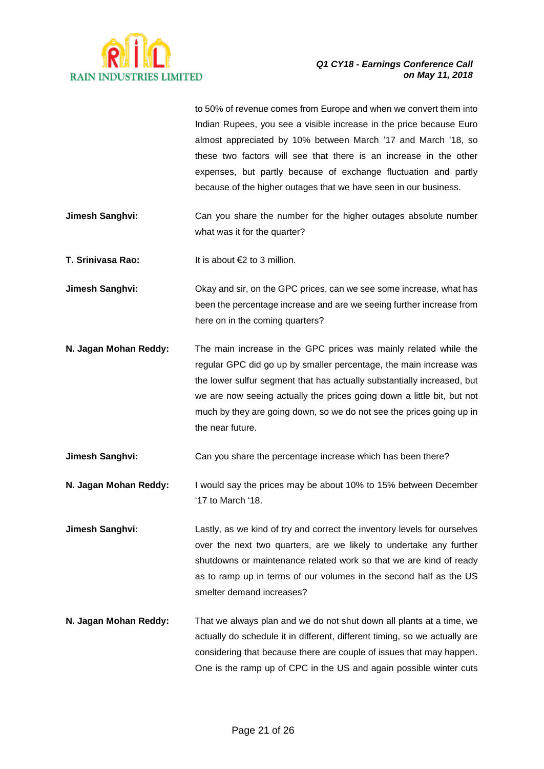to 50% of revenue comes from Europe and when we convert them into Indian Rupees, you see a visible increase in the price because Euro almost appreciated by 10% between March '17 and March '18, so these two factors will see that there is an increase in the other expenses, but partly because of exchange fluctuation and partly because of the higher outages that we have seen in our business.

**Jimesh Sanghvi:** Can you share the number for the higher outages absolute number what was it for the quarter?

**T. Srinivasa Rao:** It is about €2 to 3 million.

**Jimesh Sanghvi:** Okay and sir, on the GPC prices, can we see some increase, what has been the percentage increase and are we seeing further increase from here on in the coming quarters?

**N. Jagan Mohan Reddy:** The main increase in the GPC prices was mainly related while the regular GPC did go up by smaller percentage, the main increase was the lower sulfur segment that has actually substantially increased, but we are now seeing actually the prices going down a little bit, but not much by they are going down, so we do not see the prices going up in the near future.

**Jimesh Sanghvi:** Can you share the percentage increase which has been there?

**N. Jagan Mohan Reddy:** I would say the prices may be about 10% to 15% between December '17 to March '18.

**Jimesh Sanghvi:** Lastly, as we kind of try and correct the inventory levels for ourselves over the next two quarters, are we likely to undertake any further shutdowns or maintenance related work so that we are kind of ready as to ramp up in terms of our volumes in the second half as the US smelter demand increases?

**N. Jagan Mohan Reddy:** That we always plan and we do not shut down all plants at a time, we actually do schedule it in different, different timing, so we actually are considering that because there are couple of issues that may happen. One is the ramp up of CPC in the US and again possible winter cuts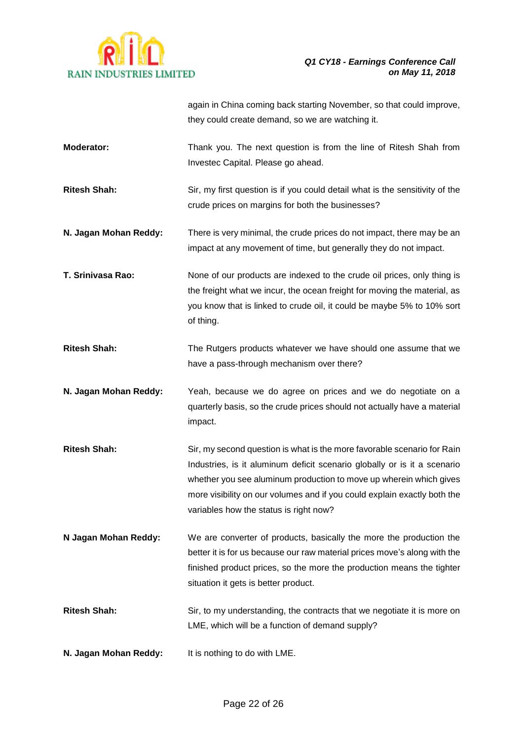again in China coming back starting November, so that could improve, they could create demand, so we are watching it.

**Moderator:** Thank you. The next question is from the line of Ritesh Shah from Investec Capital. Please go ahead.

**Ritesh Shah:** Sir, my first question is if you could detail what is the sensitivity of the crude prices on margins for both the businesses?

**N. Jagan Mohan Reddy:** There is very minimal, the crude prices do not impact, there may be an impact at any movement of time, but generally they do not impact.

**T. Srinivasa Rao:** None of our products are indexed to the crude oil prices, only thing is the freight what we incur, the ocean freight for moving the material, as you know that is linked to crude oil, it could be maybe 5% to 10% sort of thing.

**Ritesh Shah:** The Rutgers products whatever we have should one assume that we have a pass-through mechanism over there?

**N. Jagan Mohan Reddy:** Yeah, because we do agree on prices and we do negotiate on a quarterly basis, so the crude prices should not actually have a material impact.

**Ritesh Shah:** Sir, my second question is what is the more favorable scenario for Rain Industries, is it aluminum deficit scenario globally or is it a scenario whether you see aluminum production to move up wherein which gives more visibility on our volumes and if you could explain exactly both the variables how the status is right now?

**N Jagan Mohan Reddy:** We are converter of products, basically the more the production the better it is for us because our raw material prices move's along with the finished product prices, so the more the production means the tighter situation it gets is better product.

**Ritesh Shah:** Sir, to my understanding, the contracts that we negotiate it is more on LME, which will be a function of demand supply?

**N. Jagan Mohan Reddy:** It is nothing to do with LME.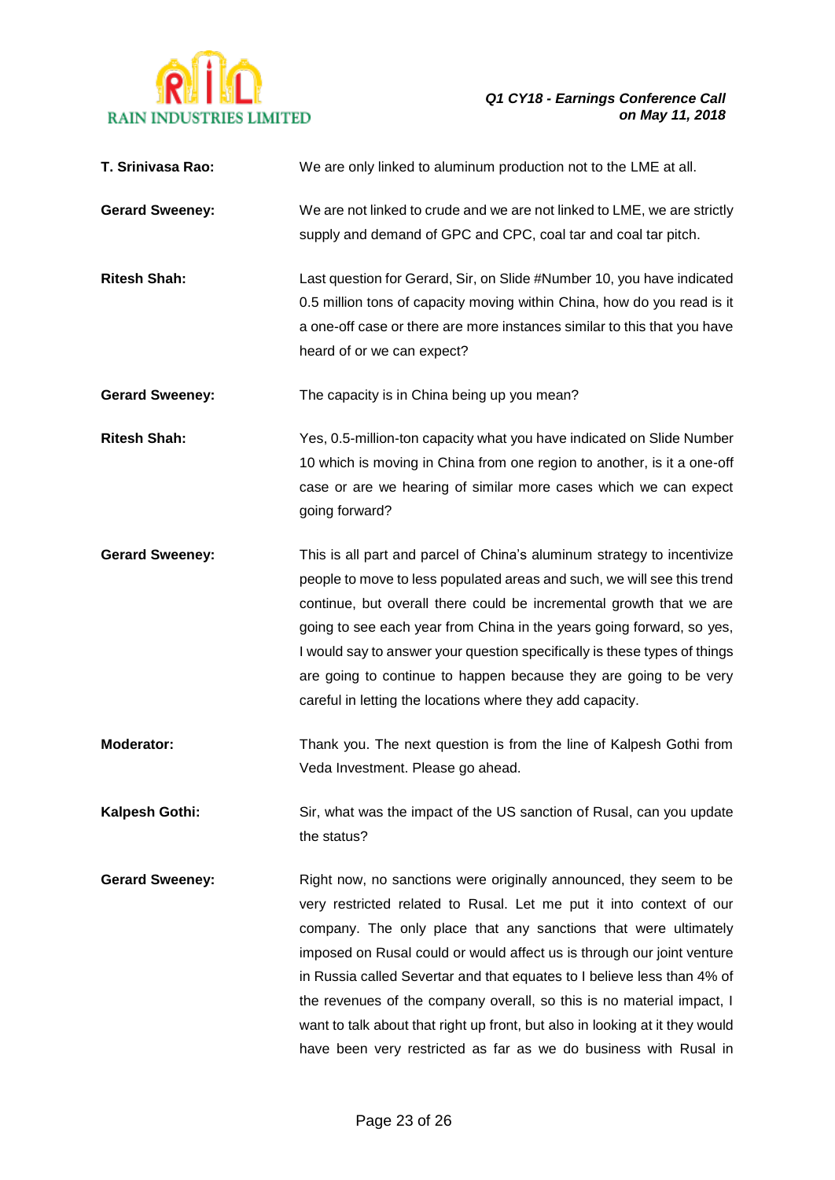**T. Srinivasa Rao:** We are only linked to aluminum production not to the LME at all.

**Gerard Sweeney:** We are not linked to crude and we are not linked to LME, we are strictly supply and demand of GPC and CPC, coal tar and coal tar pitch.

**Ritesh Shah:** Last question for Gerard, Sir, on Slide #Number 10, you have indicated 0.5 million tons of capacity moving within China, how do you read is it a one-off case or there are more instances similar to this that you have heard of or we can expect?

**Gerard Sweeney:** The capacity is in China being up you mean?

**Ritesh Shah:** Yes, 0.5-million-ton capacity what you have indicated on Slide Number 10 which is moving in China from one region to another, is it a one-off case or are we hearing of similar more cases which we can expect going forward?

**Gerard Sweeney:** This is all part and parcel of China's aluminum strategy to incentivize people to move to less populated areas and such, we will see this trend continue, but overall there could be incremental growth that we are going to see each year from China in the years going forward, so yes, I would say to answer your question specifically is these types of things are going to continue to happen because they are going to be very careful in letting the locations where they add capacity.

**Moderator:** Thank you. The next question is from the line of Kalpesh Gothi from Veda Investment. Please go ahead.

**Kalpesh Gothi:** Sir, what was the impact of the US sanction of Rusal, can you update the status?

**Gerard Sweeney:** Right now, no sanctions were originally announced, they seem to be very restricted related to Rusal. Let me put it into context of our company. The only place that any sanctions that were ultimately imposed on Rusal could or would affect us is through our joint venture in Russia called Severtar and that equates to I believe less than 4% of the revenues of the company overall, so this is no material impact, I want to talk about that right up front, but also in looking at it they would have been very restricted as far as we do business with Rusal in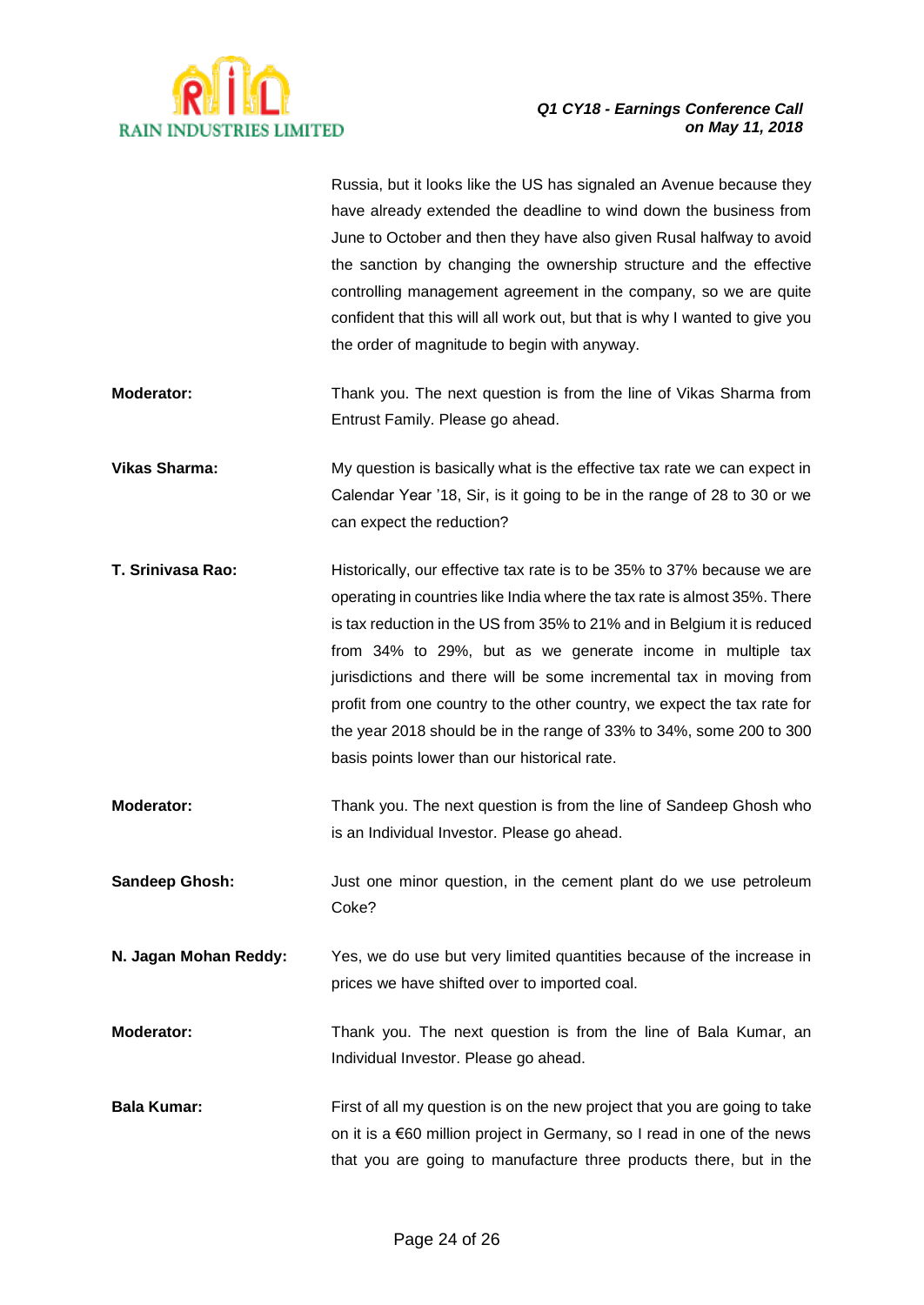Russia, but it looks like the US has signaled an Avenue because they have already extended the deadline to wind down the business from June to October and then they have also given Rusal halfway to avoid the sanction by changing the ownership structure and the effective controlling management agreement in the company, so we are quite confident that this will all work out, but that is why I wanted to give you the order of magnitude to begin with anyway.

**Moderator:** Thank you. The next question is from the line of Vikas Sharma from Entrust Family. Please go ahead.

**Vikas Sharma:** My question is basically what is the effective tax rate we can expect in Calendar Year '18, Sir, is it going to be in the range of 28 to 30 or we can expect the reduction?

**T. Srinivasa Rao:** Historically, our effective tax rate is to be 35% to 37% because we are operating in countries like India where the tax rate is almost 35%. There is tax reduction in the US from 35% to 21% and in Belgium it is reduced from 34% to 29%, but as we generate income in multiple tax jurisdictions and there will be some incremental tax in moving from profit from one country to the other country, we expect the tax rate for the year 2018 should be in the range of 33% to 34%, some 200 to 300 basis points lower than our historical rate.

**Moderator:** Thank you. The next question is from the line of Sandeep Ghosh who is an Individual Investor. Please go ahead.

**Sandeep Ghosh:** Just one minor question, in the cement plant do we use petroleum Coke?

**N. Jagan Mohan Reddy:** Yes, we do use but very limited quantities because of the increase in prices we have shifted over to imported coal.

**Moderator:** Thank you. The next question is from the line of Bala Kumar, an Individual Investor. Please go ahead.

**Bala Kumar:** First of all my question is on the new project that you are going to take on it is a €60 million project in Germany, so I read in one of the news that you are going to manufacture three products there, but in the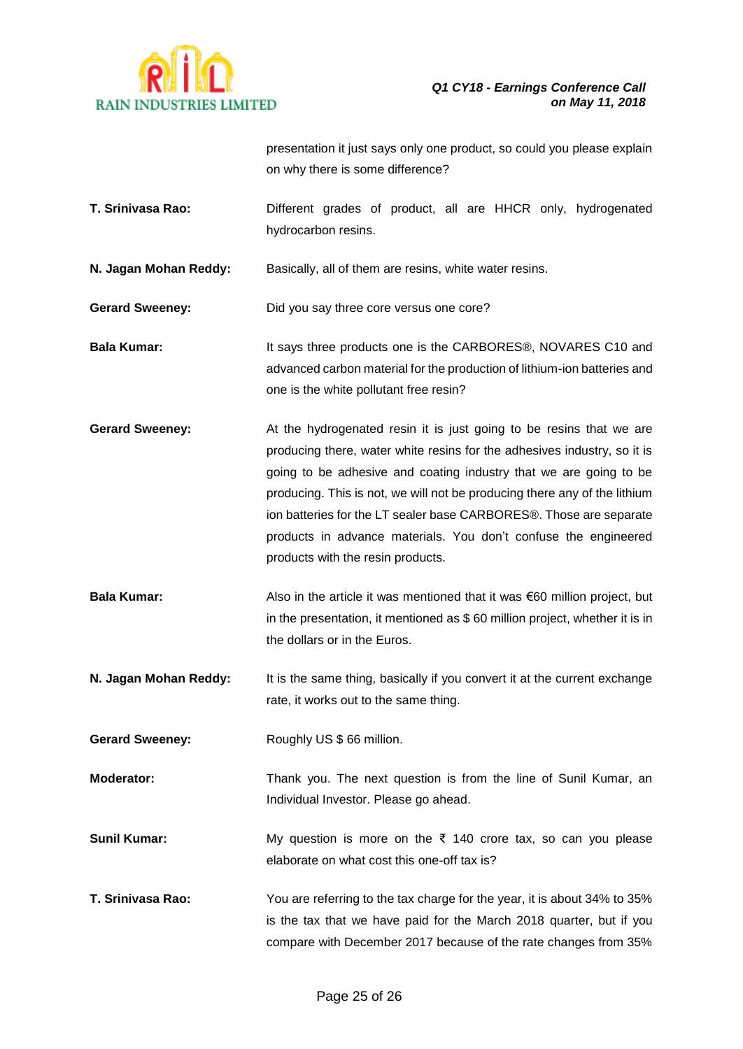presentation it just says only one product, so could you please explain on why there is some difference?

**T. Srinivasa Rao:** Different grades of product, all are HHCR only, hydrogenated hydrocarbon resins.

**N. Jagan Mohan Reddy:** Basically, all of them are resins, white water resins.

**Gerard Sweeney:** Did you say three core versus one core?

**Bala Kumar:** It says three products one is the CARBORES®, NOVARES C10 and advanced carbon material for the production of lithium-ion batteries and one is the white pollutant free resin?

**Gerard Sweeney:** At the hydrogenated resin it is just going to be resins that we are producing there, water white resins for the adhesives industry, so it is going to be adhesive and coating industry that we are going to be producing. This is not, we will not be producing there any of the lithium ion batteries for the LT sealer base CARBORES®. Those are separate products in advance materials. You don't confuse the engineered products with the resin products.

**Bala Kumar:** Also in the article it was mentioned that it was €60 million project, but in the presentation, it mentioned as $ 60 million project, whether it is in the dollars or in the Euros.

**N. Jagan Mohan Reddy:** It is the same thing, basically if you convert it at the current exchange rate, it works out to the same thing.

**Gerard Sweeney:** Roughly US $ 66 million.

**Moderator:** Thank you. The next question is from the line of Sunil Kumar, an Individual Investor. Please go ahead.

**Sunil Kumar:** My question is more on the ₹ 140 crore tax, so can you please elaborate on what cost this one-off tax is?

**T. Srinivasa Rao:** You are referring to the tax charge for the year, it is about 34% to 35% is the tax that we have paid for the March 2018 quarter, but if you compare with December 2017 because of the rate changes from 35%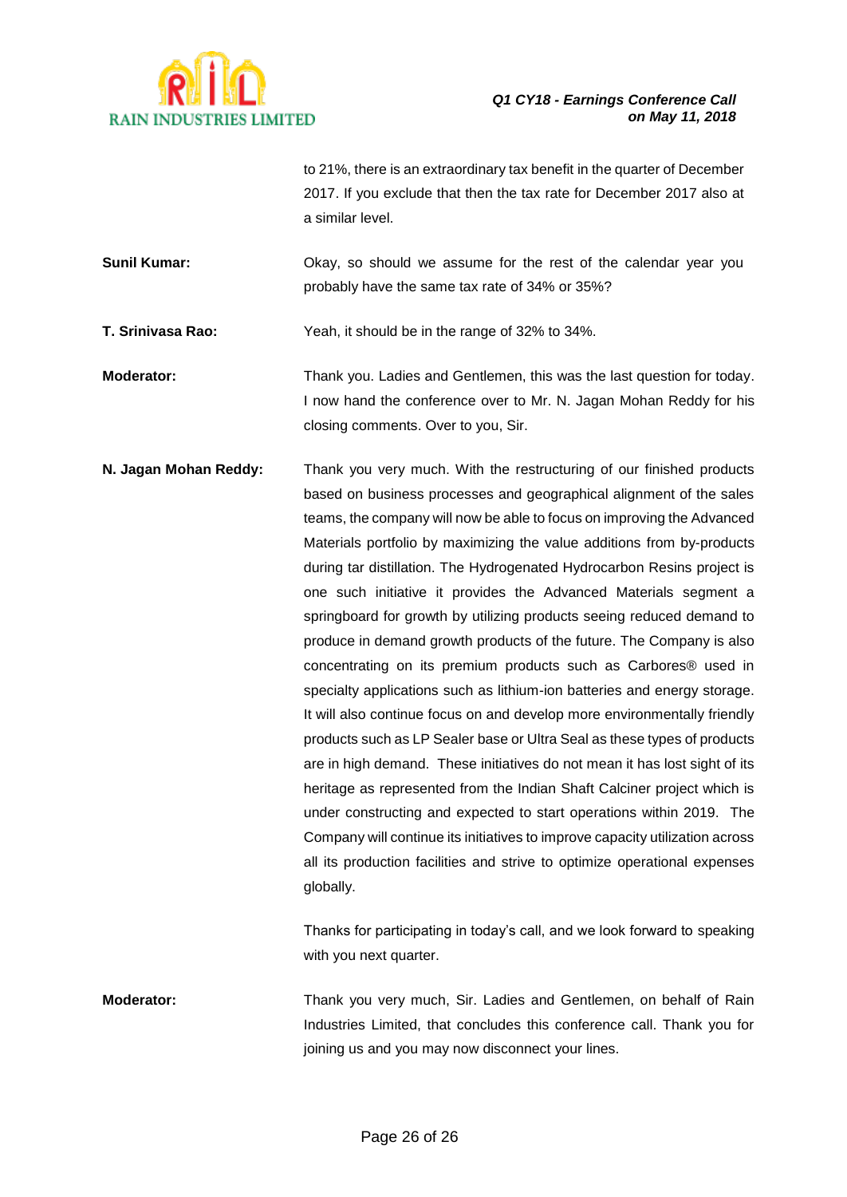to 21%, there is an extraordinary tax benefit in the quarter of December 2017. If you exclude that then the tax rate for December 2017 also at a similar level.

**Sunil Kumar:** Okay, so should we assume for the rest of the calendar year you probably have the same tax rate of 34% or 35%?

**T. Srinivasa Rao:** Yeah, it should be in the range of 32% to 34%.

**Moderator:** Thank you. Ladies and Gentlemen, this was the last question for today. I now hand the conference over to Mr. N. Jagan Mohan Reddy for his closing comments. Over to you, Sir.

**N. Jagan Mohan Reddy:** Thank you very much. With the restructuring of our finished products based on business processes and geographical alignment of the sales teams, the company will now be able to focus on improving the Advanced Materials portfolio by maximizing the value additions from by-products during tar distillation. The Hydrogenated Hydrocarbon Resins project is one such initiative it provides the Advanced Materials segment a springboard for growth by utilizing products seeing reduced demand to produce in demand growth products of the future. The Company is also concentrating on its premium products such as Carbores® used in specialty applications such as lithium-ion batteries and energy storage. It will also continue focus on and develop more environmentally friendly products such as LP Sealer base or Ultra Seal as these types of products are in high demand. These initiatives do not mean it has lost sight of its heritage as represented from the Indian Shaft Calciner project which is under constructing and expected to start operations within 2019. The Company will continue its initiatives to improve capacity utilization across all its production facilities and strive to optimize operational expenses globally.

Thanks for participating in today's call, and we look forward to speaking with you next quarter.

**Moderator:** Thank you very much, Sir. Ladies and Gentlemen, on behalf of Rain Industries Limited, that concludes this conference call. Thank you for joining us and you may now disconnect your lines.